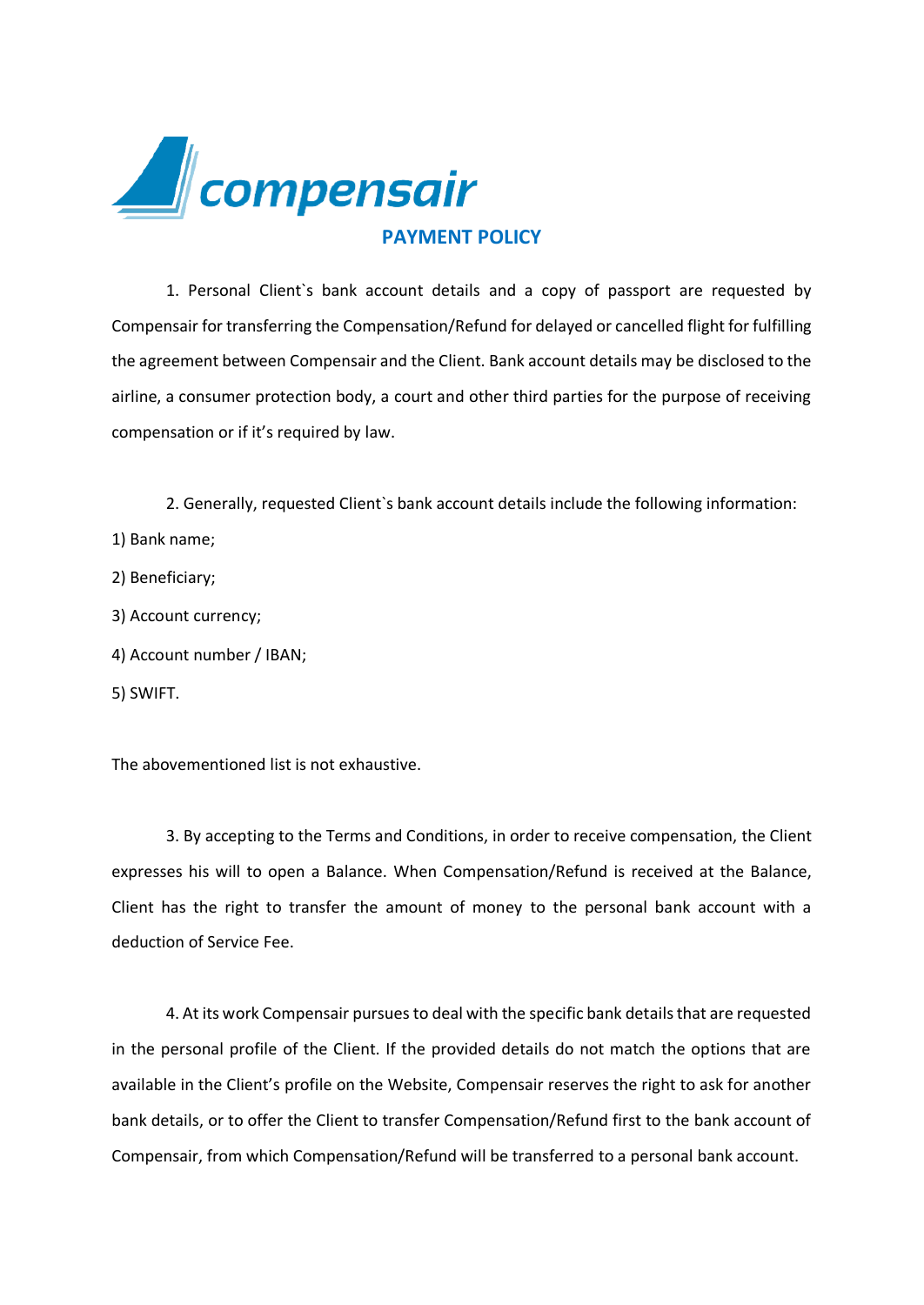compensair

# PAYMENT POLICY

1. Personal Client`s bank account details and a copy of passport are requested by Compensair for transferring the Compensation/Refund for delayed or cancelled flight for fulfilling the agreement between Compensair and the Client. Bank account details may be disclosed to the airline, a consumer protection body, a court and other third parties for the purpose of receiving compensation or if it's required by law.

2. Generally, requested Client`s bank account details include the following information:

1) Bank name;

2) Beneficiary;

3) Account currency;

4) Account number / IBAN;

5) SWIFT.

The abovementioned list is not exhaustive.

3. By accepting to the Terms and Conditions, in order to receive compensation, the Client expresses his will to open a Balance. When Compensation/Refund is received at the Balance, Client has the right to transfer the amount of money to the personal bank account with a deduction of Service Fee.

4. At its work Compensair pursues to deal with the specific bank details that are requested in the personal profile of the Client. If the provided details do not match the options that are available in the Client's profile on the Website, Compensair reserves the right to ask for another bank details, or to offer the Client to transfer Compensation/Refund first to the bank account of Compensair, from which Compensation/Refund will be transferred to a personal bank account.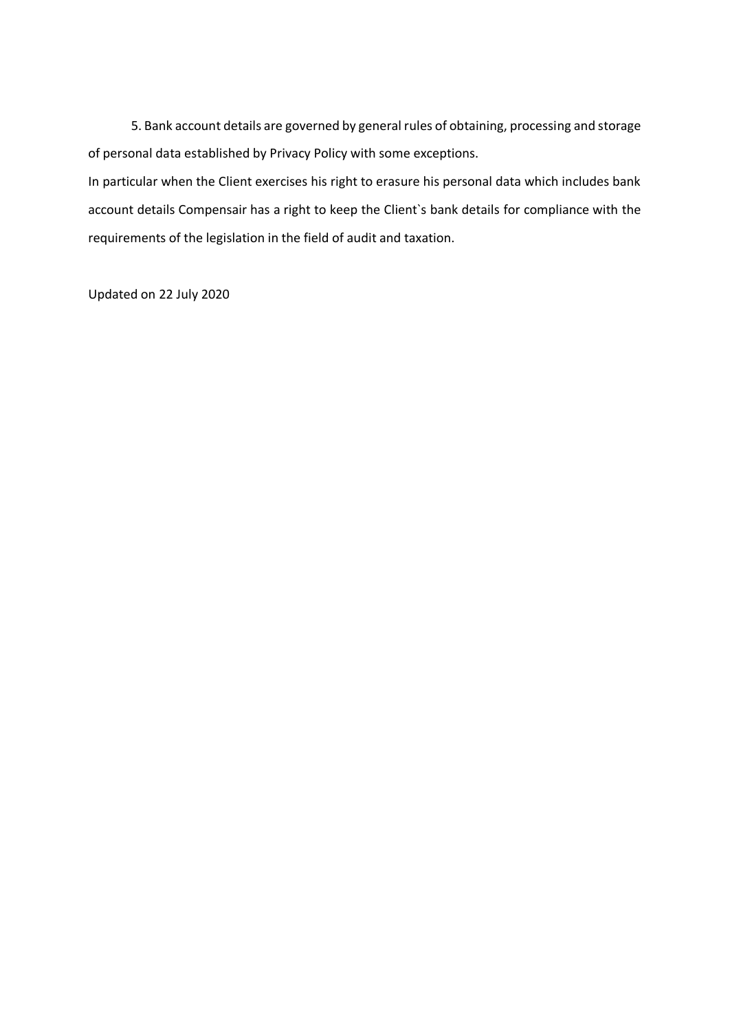5. Bank account details are governed by general rules of obtaining, processing and storage of personal data established by Privacy Policy with some exceptions.

In particular when the Client exercises his right to erasure his personal data which includes bank account details Compensair has a right to keep the Client`s bank details for compliance with the requirements of the legislation in the field of audit and taxation.

Updated on 22 July 2020